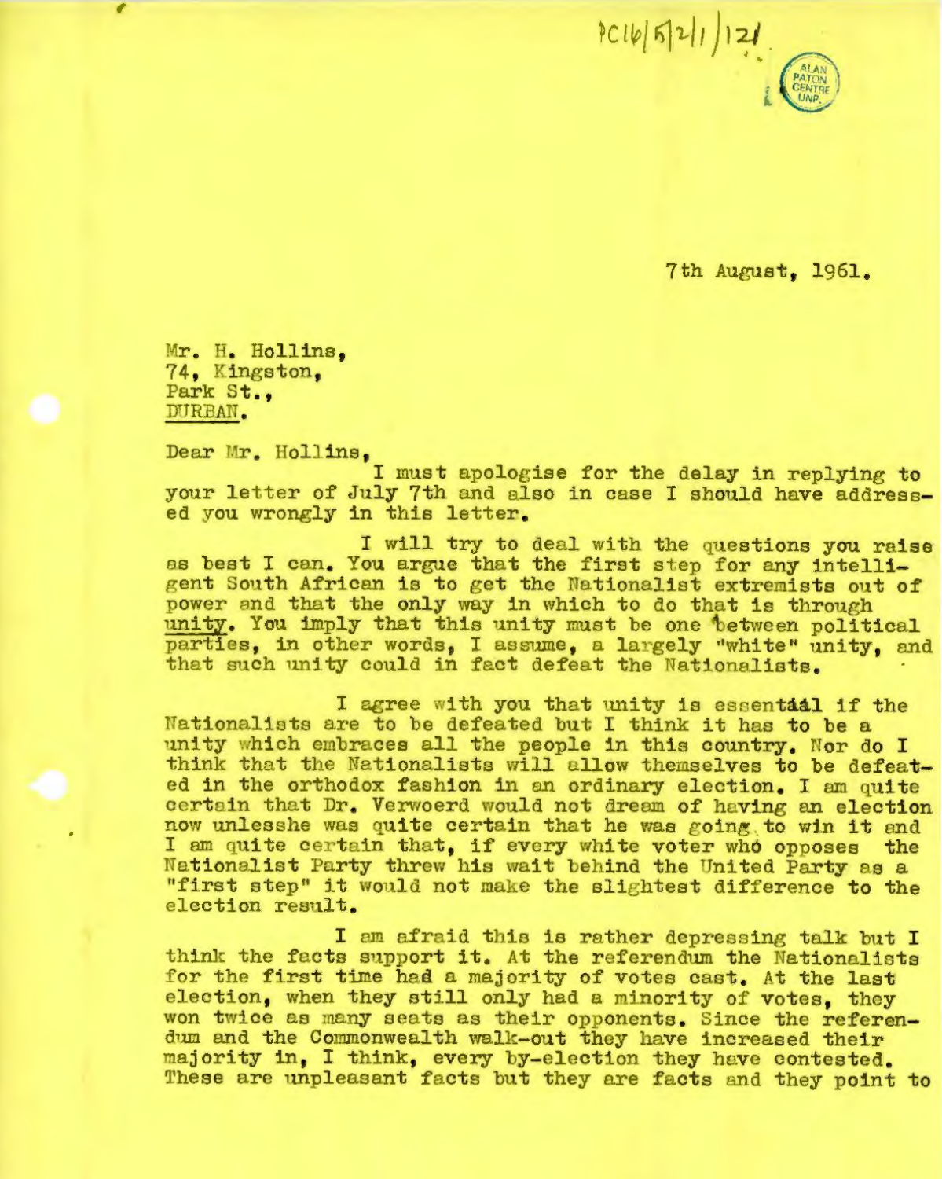PC16/5/2/1/121

7th August, 1961.

Mr. H. Hollins,
74, Kingston,
Park St.,
DURBAN.

Dear Mr. Hollins,

I must apologise for the delay in replying to your letter of July 7th and also in case I should have addressed you wrongly in this letter.

I will try to deal with the questions you raise as best I can. You argue that the first step for any intelligent South African is to get the Nationalist extremists out of power and that the only way in which to do that is through unity. You imply that this unity must be one between political parties, in other words, I assume, a largely "white" unity, and that such unity could in fact defeat the Nationalists.

I agree with you that unity is essential if the Nationalists are to be defeated but I think it has to be a unity which embraces all the people in this country. Nor do I think that the Nationalists will allow themselves to be defeated in the orthodox fashion in an ordinary election. I am quite certain that Dr. Verwoerd would not dream of having an election now unlesshe was quite certain that he was going to win it and I am quite certain that, if every white voter who opposes the Nationalist Party threw his wait behind the United Party as a "first step" it would not make the slightest difference to the election result.

I am afraid this is rather depressing talk but I think the facts support it. At the referendum the Nationalists for the first time had a majority of votes cast. At the last election, when they still only had a minority of votes, they won twice as many seats as their opponents. Since the referendum and the Commonwealth walk-out they have increased their majority in, I think, every by-election they have contested. These are unpleasant facts but they are facts and they point to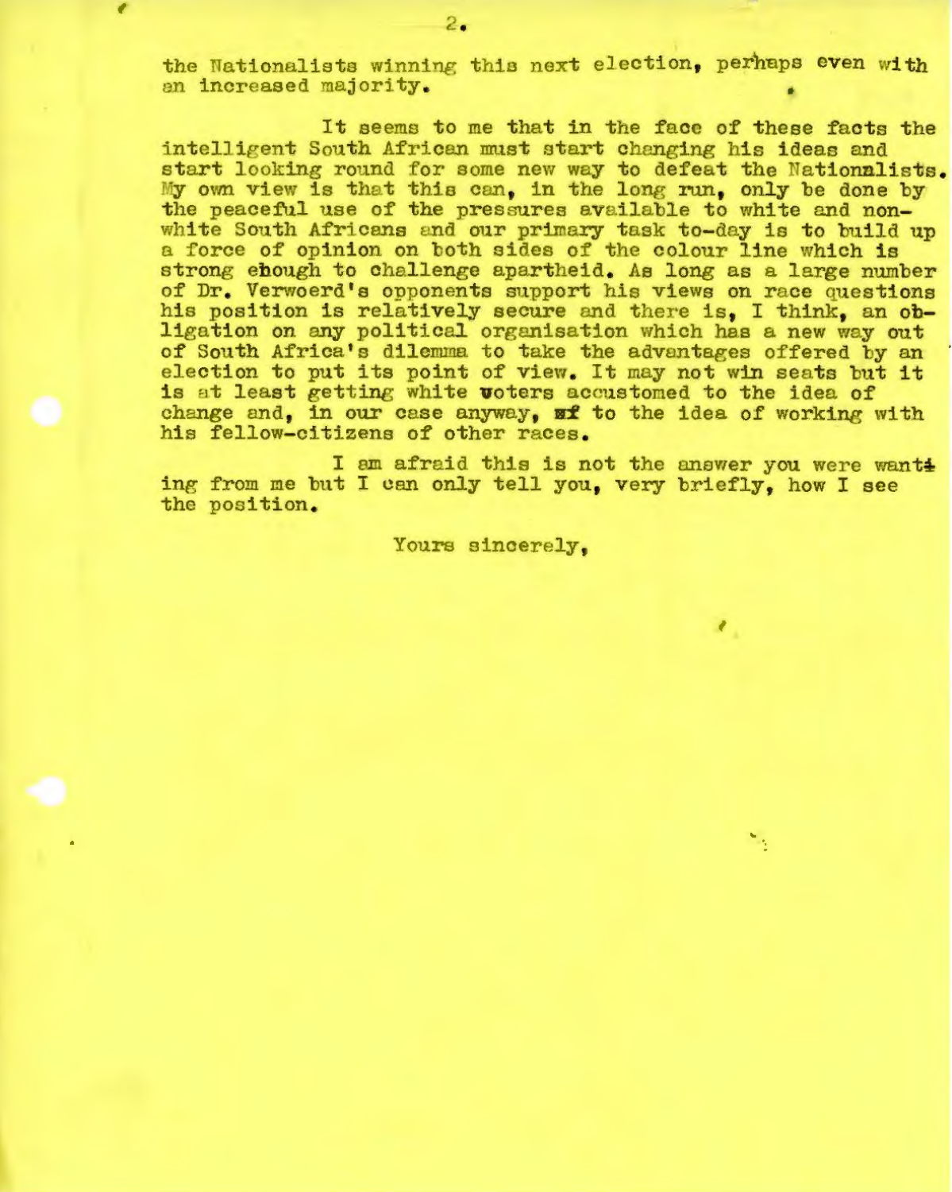the Nationalists winning this next election, perhaps even with an increased majority.

It seems to me that in the face of these facts the intelligent South African must start changing his ideas and start looking round for some new way to defeat the Nationalists. My own view is that this can, in the long run, only be done by the peaceful use of the pressures available to white and non-white South Africans and our primary task to-day is to build up a force of opinion on both sides of the colour line which is strong ebough to challenge apartheid. As long as a large number of Dr. Verwoerd's opponents support his views on race questions his position is relatively secure and there is, I think, an obligation on any political organisation which has a new way out of South Africa's dilemma to take the advantages offered by an election to put its point of view. It may not win seats but it is at least getting white voters accustomed to the idea of change and, in our case anyway, ~~of~~ to the idea of working with his fellow-citizens of other races.

I am afraid this is not the answer you were wanting from me but I can only tell you, very briefly, how I see the position.

Yours sincerely,